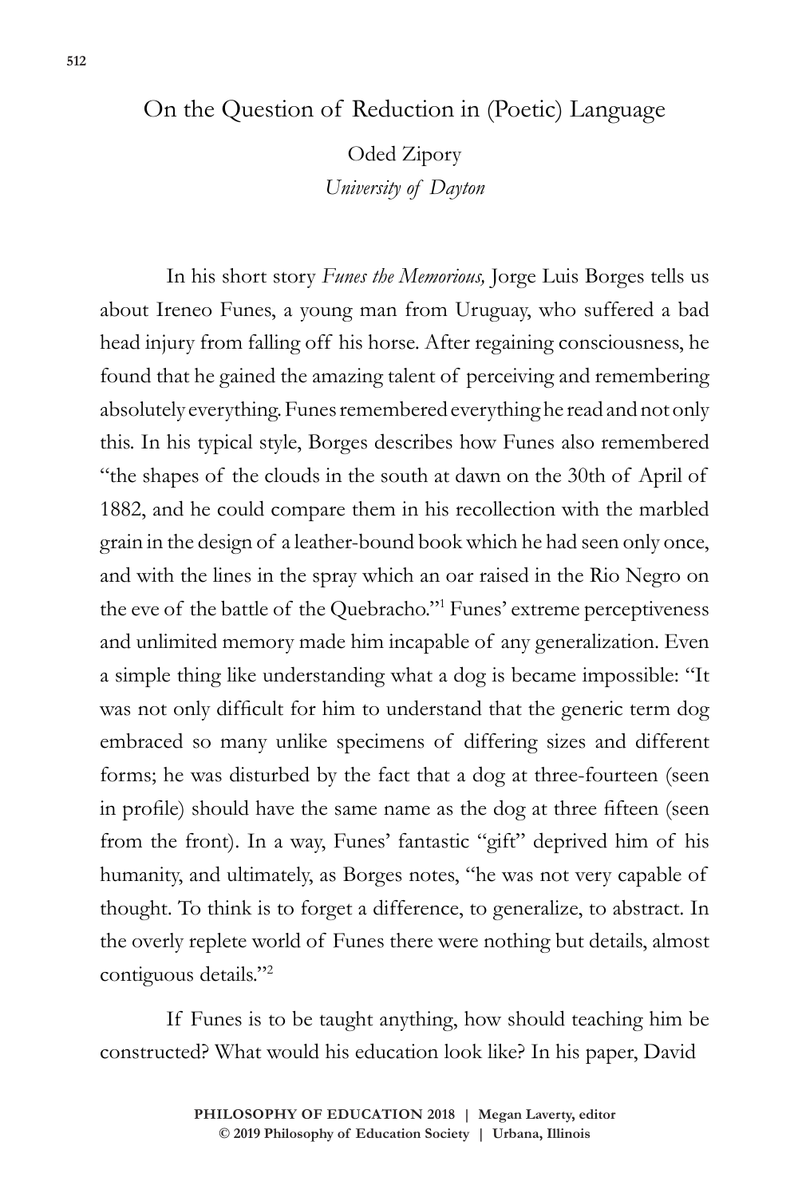# On the Question of Reduction in (Poetic) Language

Oded Zipory
*University of Dayton*

In his short story *Funes the Memorious,* Jorge Luis Borges tells us about Ireneo Funes, a young man from Uruguay, who suffered a bad head injury from falling off his horse. After regaining consciousness, he found that he gained the amazing talent of perceiving and remembering absolutely everything. Funes remembered everything he read and not only this. In his typical style, Borges describes how Funes also remembered "the shapes of the clouds in the south at dawn on the 30th of April of 1882, and he could compare them in his recollection with the marbled grain in the design of a leather-bound book which he had seen only once, and with the lines in the spray which an oar raised in the Rio Negro on the eve of the battle of the Quebracho."[1] Funes' extreme perceptiveness and unlimited memory made him incapable of any generalization. Even a simple thing like understanding what a dog is became impossible: "It was not only difficult for him to understand that the generic term dog embraced so many unlike specimens of differing sizes and different forms; he was disturbed by the fact that a dog at three-fourteen (seen in profile) should have the same name as the dog at three fifteen (seen from the front). In a way, Funes' fantastic "gift" deprived him of his humanity, and ultimately, as Borges notes, "he was not very capable of thought. To think is to forget a difference, to generalize, to abstract. In the overly replete world of Funes there were nothing but details, almost contiguous details."[2]

If Funes is to be taught anything, how should teaching him be constructed? What would his education look like? In his paper, David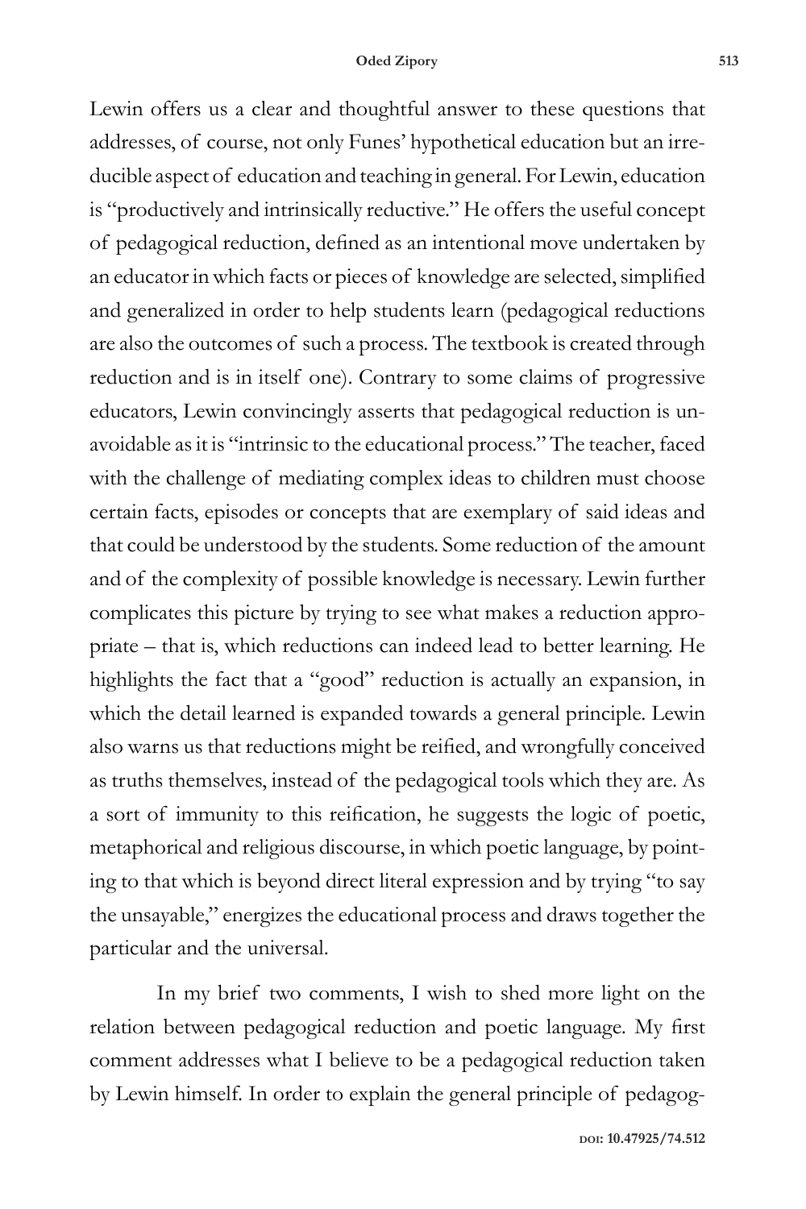Lewin offers us a clear and thoughtful answer to these questions that addresses, of course, not only Funes' hypothetical education but an irreducible aspect of education and teaching in general. For Lewin, education is "productively and intrinsically reductive." He offers the useful concept of pedagogical reduction, defined as an intentional move undertaken by an educator in which facts or pieces of knowledge are selected, simplified and generalized in order to help students learn (pedagogical reductions are also the outcomes of such a process. The textbook is created through reduction and is in itself one). Contrary to some claims of progressive educators, Lewin convincingly asserts that pedagogical reduction is unavoidable as it is "intrinsic to the educational process." The teacher, faced with the challenge of mediating complex ideas to children must choose certain facts, episodes or concepts that are exemplary of said ideas and that could be understood by the students. Some reduction of the amount and of the complexity of possible knowledge is necessary. Lewin further complicates this picture by trying to see what makes a reduction appropriate – that is, which reductions can indeed lead to better learning. He highlights the fact that a "good" reduction is actually an expansion, in which the detail learned is expanded towards a general principle. Lewin also warns us that reductions might be reified, and wrongfully conceived as truths themselves, instead of the pedagogical tools which they are. As a sort of immunity to this reification, he suggests the logic of poetic, metaphorical and religious discourse, in which poetic language, by pointing to that which is beyond direct literal expression and by trying "to say the unsayable," energizes the educational process and draws together the particular and the universal.

In my brief two comments, I wish to shed more light on the relation between pedagogical reduction and poetic language. My first comment addresses what I believe to be a pedagogical reduction taken by Lewin himself. In order to explain the general principle of pedagog-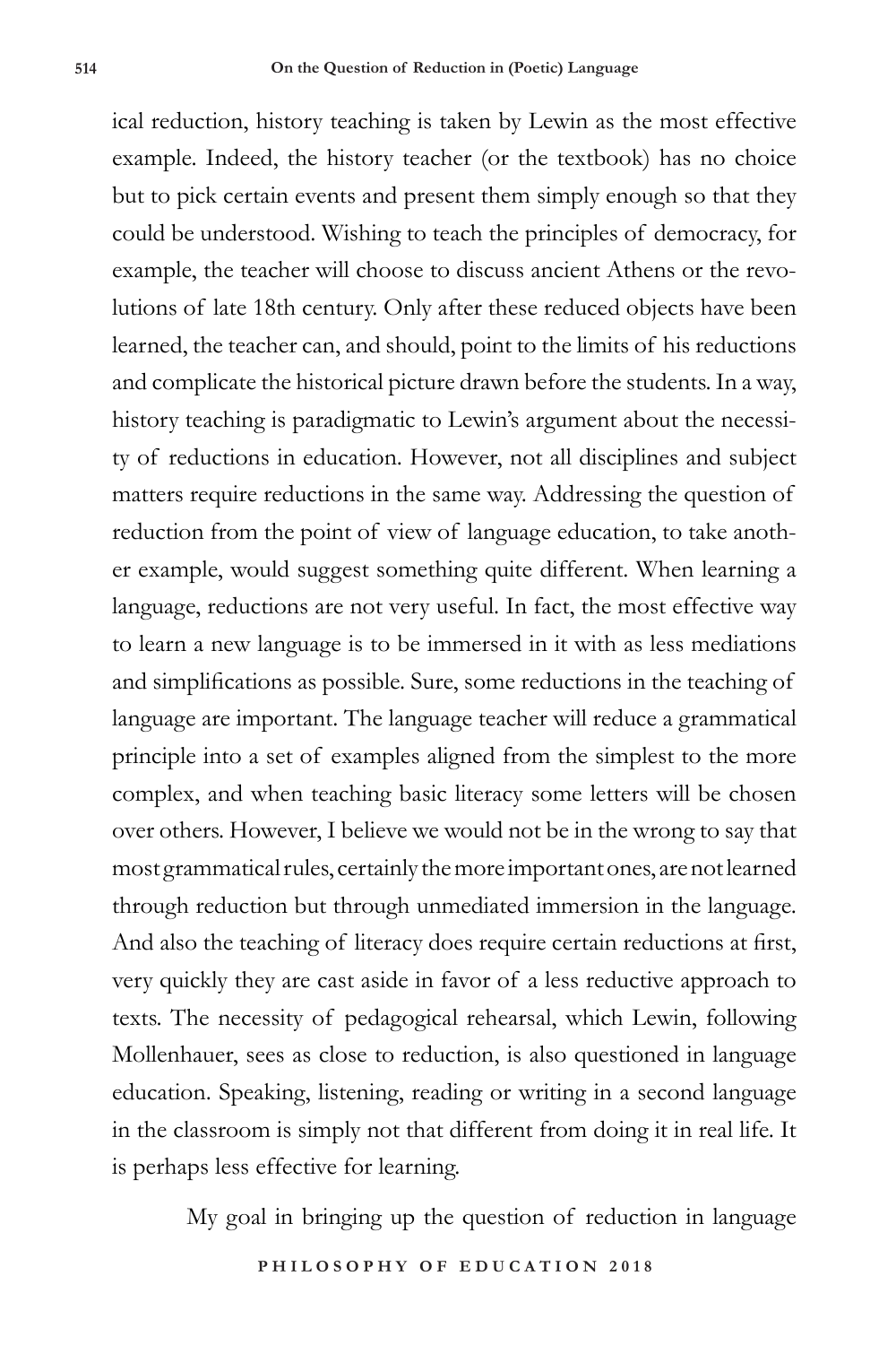ical reduction, history teaching is taken by Lewin as the most effective example. Indeed, the history teacher (or the textbook) has no choice but to pick certain events and present them simply enough so that they could be understood. Wishing to teach the principles of democracy, for example, the teacher will choose to discuss ancient Athens or the revolutions of late 18th century. Only after these reduced objects have been learned, the teacher can, and should, point to the limits of his reductions and complicate the historical picture drawn before the students. In a way, history teaching is paradigmatic to Lewin's argument about the necessity of reductions in education. However, not all disciplines and subject matters require reductions in the same way. Addressing the question of reduction from the point of view of language education, to take another example, would suggest something quite different. When learning a language, reductions are not very useful. In fact, the most effective way to learn a new language is to be immersed in it with as less mediations and simplifications as possible. Sure, some reductions in the teaching of language are important. The language teacher will reduce a grammatical principle into a set of examples aligned from the simplest to the more complex, and when teaching basic literacy some letters will be chosen over others. However, I believe we would not be in the wrong to say that most grammatical rules, certainly the more important ones, are not learned through reduction but through unmediated immersion in the language. And also the teaching of literacy does require certain reductions at first, very quickly they are cast aside in favor of a less reductive approach to texts. The necessity of pedagogical rehearsal, which Lewin, following Mollenhauer, sees as close to reduction, is also questioned in language education. Speaking, listening, reading or writing in a second language in the classroom is simply not that different from doing it in real life. It is perhaps less effective for learning.

My goal in bringing up the question of reduction in language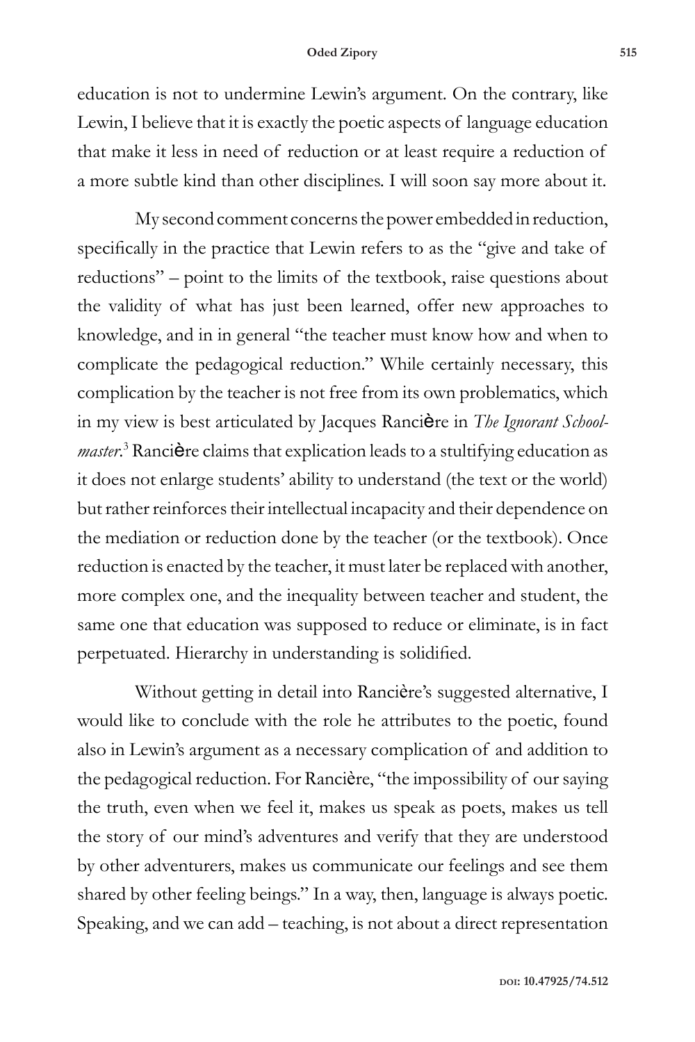education is not to undermine Lewin's argument. On the contrary, like Lewin, I believe that it is exactly the poetic aspects of language education that make it less in need of reduction or at least require a reduction of a more subtle kind than other disciplines. I will soon say more about it.

My second comment concerns the power embedded in reduction, specifically in the practice that Lewin refers to as the "give and take of reductions" – point to the limits of the textbook, raise questions about the validity of what has just been learned, offer new approaches to knowledge, and in in general "the teacher must know how and when to complicate the pedagogical reduction." While certainly necessary, this complication by the teacher is not free from its own problematics, which in my view is best articulated by Jacques Rancière in *The Ignorant Schoolmaster*.[3] Rancière claims that explication leads to a stultifying education as it does not enlarge students' ability to understand (the text or the world) but rather reinforces their intellectual incapacity and their dependence on the mediation or reduction done by the teacher (or the textbook). Once reduction is enacted by the teacher, it must later be replaced with another, more complex one, and the inequality between teacher and student, the same one that education was supposed to reduce or eliminate, is in fact perpetuated. Hierarchy in understanding is solidified.

Without getting in detail into Rancière's suggested alternative, I would like to conclude with the role he attributes to the poetic, found also in Lewin's argument as a necessary complication of and addition to the pedagogical reduction. For Rancière, "the impossibility of our saying the truth, even when we feel it, makes us speak as poets, makes us tell the story of our mind's adventures and verify that they are understood by other adventurers, makes us communicate our feelings and see them shared by other feeling beings." In a way, then, language is always poetic. Speaking, and we can add – teaching, is not about a direct representation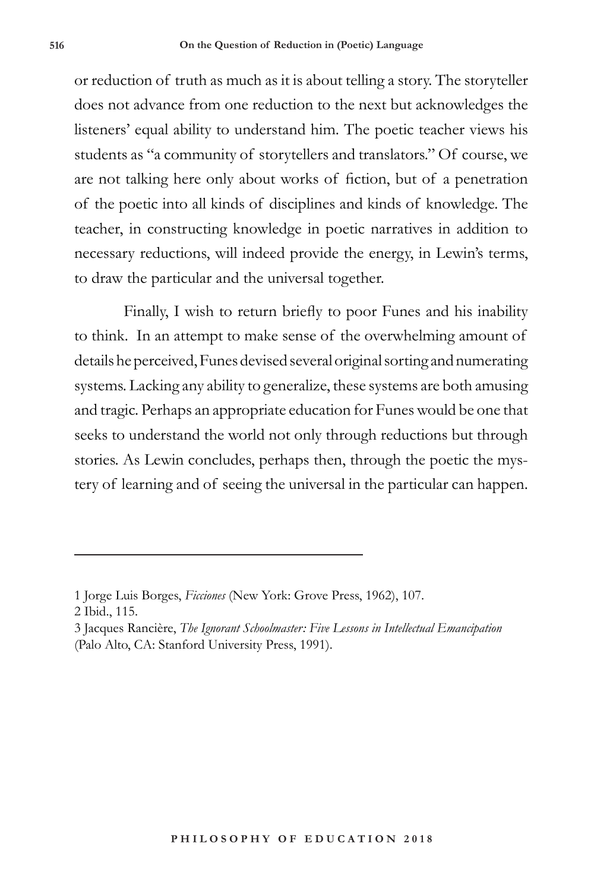or reduction of truth as much as it is about telling a story. The storyteller does not advance from one reduction to the next but acknowledges the listeners' equal ability to understand him. The poetic teacher views his students as "a community of storytellers and translators." Of course, we are not talking here only about works of fiction, but of a penetration of the poetic into all kinds of disciplines and kinds of knowledge. The teacher, in constructing knowledge in poetic narratives in addition to necessary reductions, will indeed provide the energy, in Lewin's terms, to draw the particular and the universal together.

Finally, I wish to return briefly to poor Funes and his inability to think. In an attempt to make sense of the overwhelming amount of details he perceived, Funes devised several original sorting and numerating systems. Lacking any ability to generalize, these systems are both amusing and tragic. Perhaps an appropriate education for Funes would be one that seeks to understand the world not only through reductions but through stories. As Lewin concludes, perhaps then, through the poetic the mystery of learning and of seeing the universal in the particular can happen.

---

1 Jorge Luis Borges, *Ficciones* (New York: Grove Press, 1962), 107.

2 Ibid., 115.

3 Jacques Rancière, *The Ignorant Schoolmaster: Five Lessons in Intellectual Emancipation* (Palo Alto, CA: Stanford University Press, 1991).